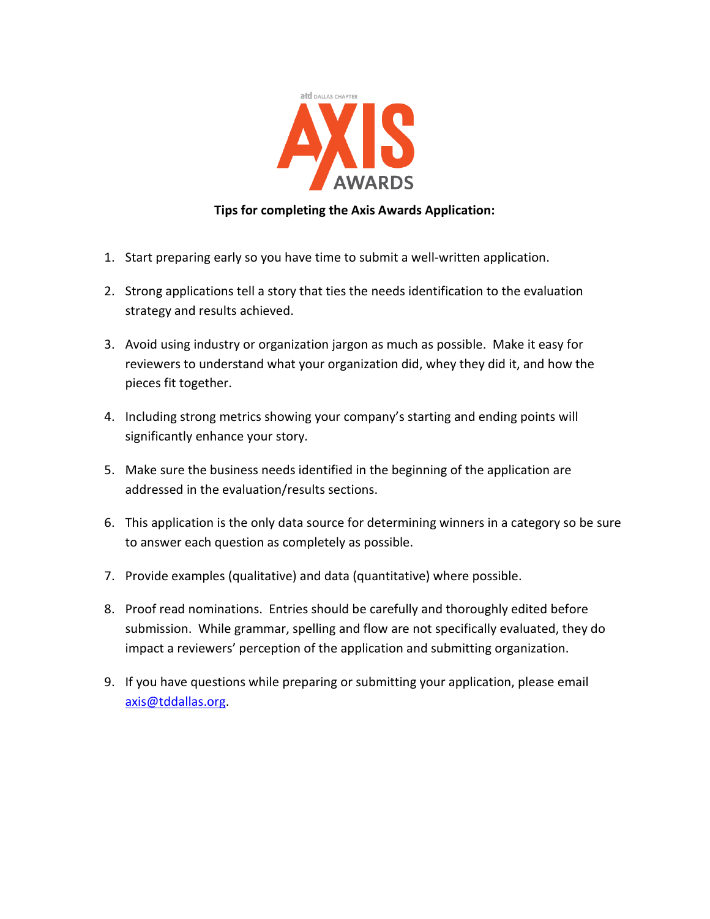**Tips for completing the Axis Awards Application:**

1. Start preparing early so you have time to submit a well-written application.

2. Strong applications tell a story that ties the needs identification to the evaluation strategy and results achieved.

3. Avoid using industry or organization jargon as much as possible. Make it easy for reviewers to understand what your organization did, whey they did it, and how the pieces fit together.

4. Including strong metrics showing your company's starting and ending points will significantly enhance your story.

5. Make sure the business needs identified in the beginning of the application are addressed in the evaluation/results sections.

6. This application is the only data source for determining winners in a category so be sure to answer each question as completely as possible.

7. Provide examples (qualitative) and data (quantitative) where possible.

8. Proof read nominations. Entries should be carefully and thoroughly edited before submission. While grammar, spelling and flow are not specifically evaluated, they do impact a reviewers' perception of the application and submitting organization.

9. If you have questions while preparing or submitting your application, please email axis@tddallas.org.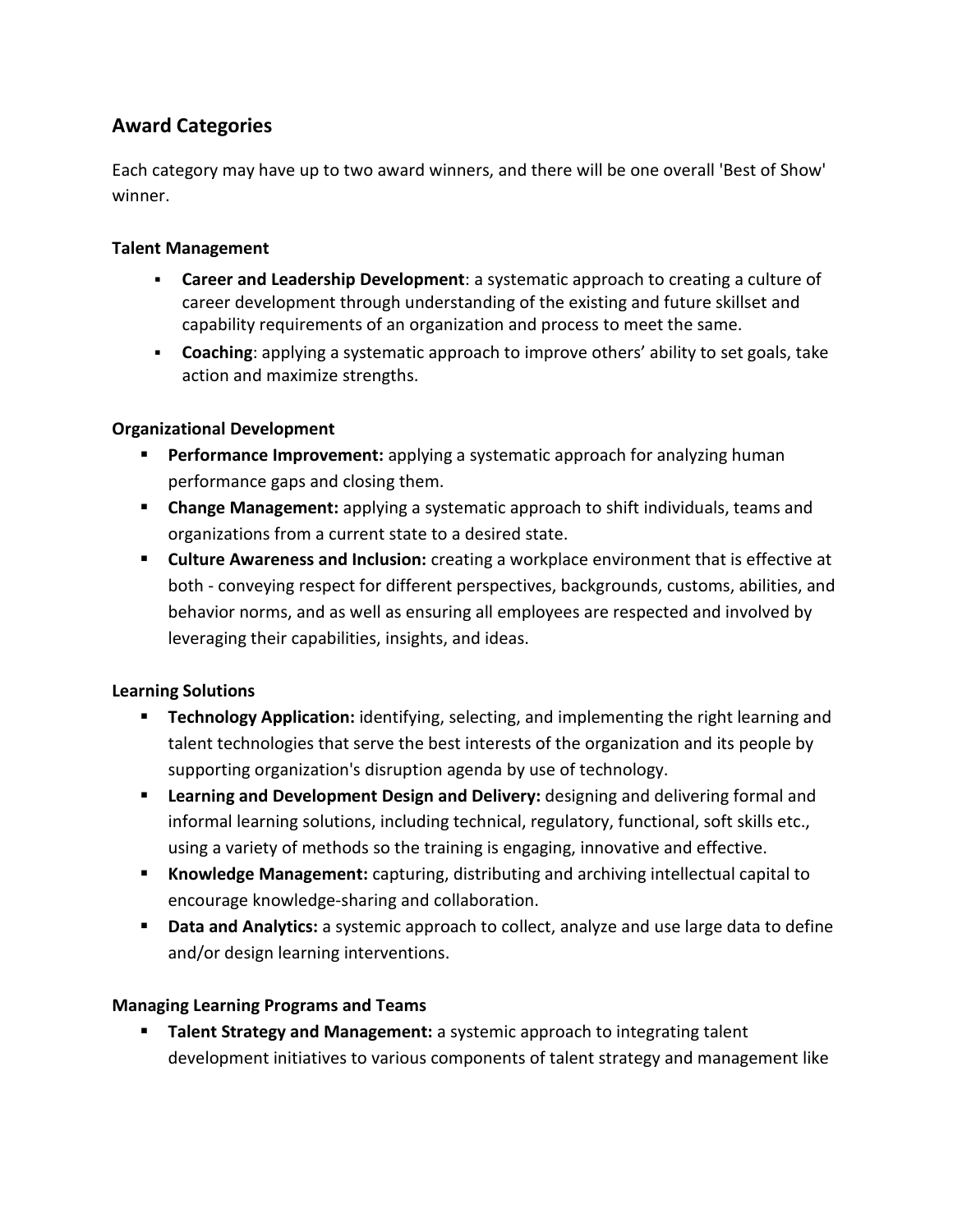## Award Categories

Each category may have up to two award winners, and there will be one overall 'Best of Show' winner.

### Talent Management

- **Career and Leadership Development**: a systematic approach to creating a culture of career development through understanding of the existing and future skillset and capability requirements of an organization and process to meet the same.
- **Coaching**: applying a systematic approach to improve others' ability to set goals, take action and maximize strengths.

### Organizational Development

- **Performance Improvement:** applying a systematic approach for analyzing human performance gaps and closing them.
- **Change Management:** applying a systematic approach to shift individuals, teams and organizations from a current state to a desired state.
- **Culture Awareness and Inclusion:** creating a workplace environment that is effective at both - conveying respect for different perspectives, backgrounds, customs, abilities, and behavior norms, and as well as ensuring all employees are respected and involved by leveraging their capabilities, insights, and ideas.

### Learning Solutions

- **Technology Application:** identifying, selecting, and implementing the right learning and talent technologies that serve the best interests of the organization and its people by supporting organization's disruption agenda by use of technology.
- **Learning and Development Design and Delivery:** designing and delivering formal and informal learning solutions, including technical, regulatory, functional, soft skills etc., using a variety of methods so the training is engaging, innovative and effective.
- **Knowledge Management:** capturing, distributing and archiving intellectual capital to encourage knowledge-sharing and collaboration.
- **Data and Analytics:** a systemic approach to collect, analyze and use large data to define and/or design learning interventions.

### Managing Learning Programs and Teams

- **Talent Strategy and Management:** a systemic approach to integrating talent development initiatives to various components of talent strategy and management like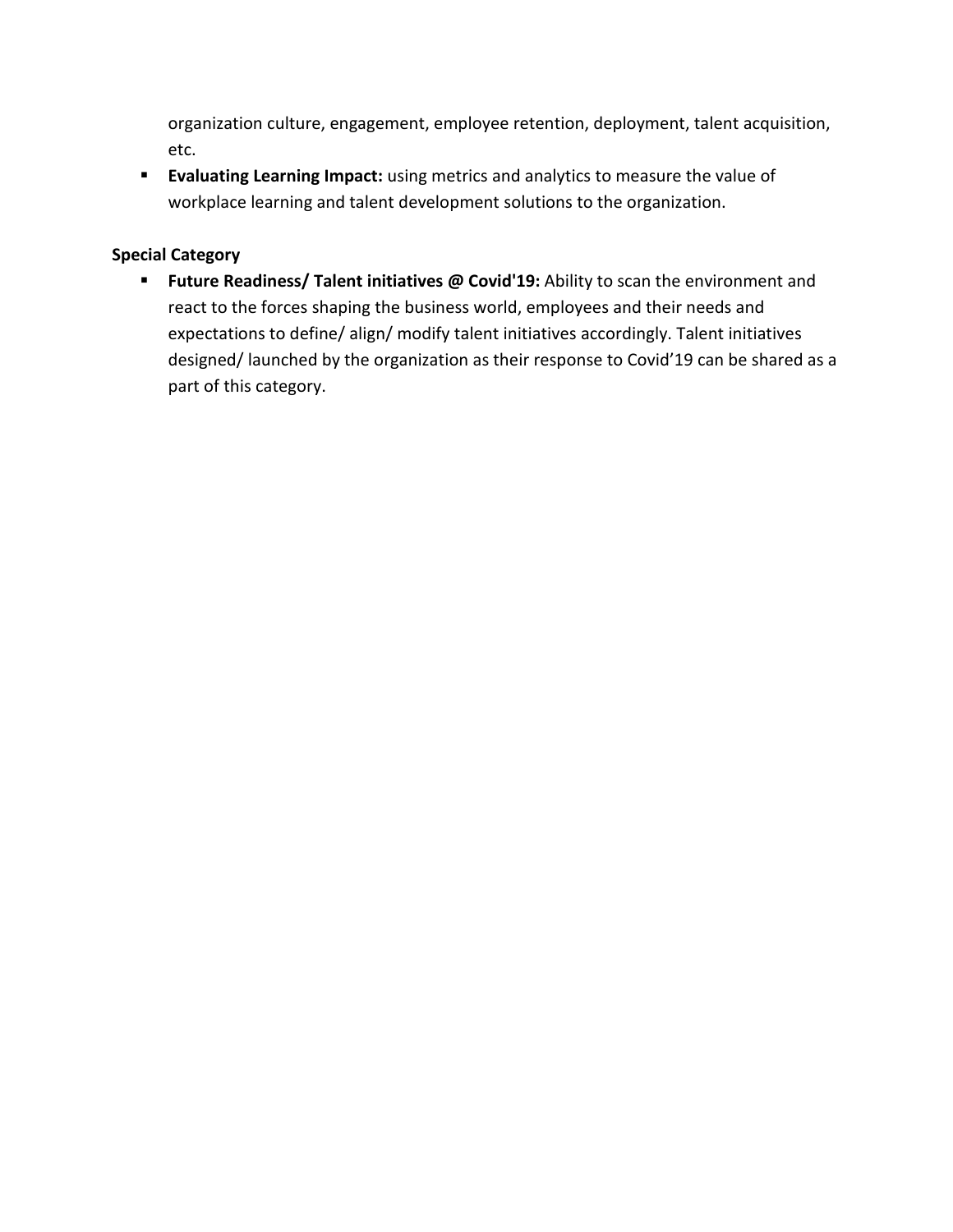organization culture, engagement, employee retention, deployment, talent acquisition, etc.

- **Evaluating Learning Impact:** using metrics and analytics to measure the value of workplace learning and talent development solutions to the organization.

**Special Category**

- **Future Readiness/ Talent initiatives @ Covid'19:** Ability to scan the environment and react to the forces shaping the business world, employees and their needs and expectations to define/ align/ modify talent initiatives accordingly. Talent initiatives designed/ launched by the organization as their response to Covid'19 can be shared as a part of this category.